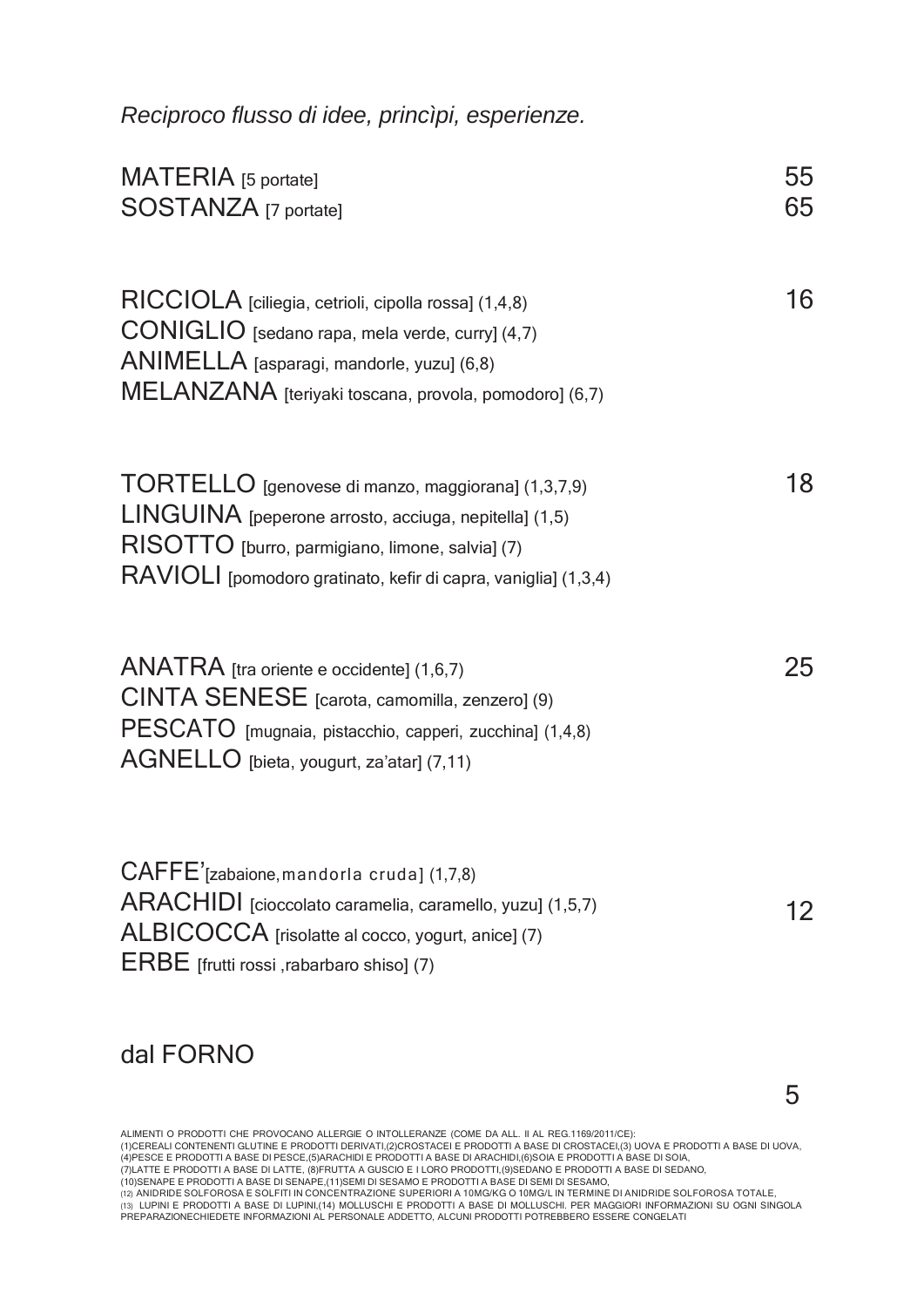*Reciproco flusso di idee, princìpi, esperienze.*

MATERIA [5 portate] 55
SOSTANZA [7 portate] 65

RICCIOLA [ciliegia, cetrioli, cipolla rossa] (1,4,8) 16
CONIGLIO [sedano rapa, mela verde, curry] (4,7)
ANIMELLA [asparagi, mandorle, yuzu] (6,8)
MELANZANA [teriyaki toscana, provola, pomodoro] (6,7)

TORTELLO [genovese di manzo, maggiorana] (1,3,7,9) 18
LINGUINA [peperone arrosto, acciuga, nepitella] (1,5)
RISOTTO [burro, parmigiano, limone, salvia] (7)
RAVIOLI [pomodoro gratinato, kefir di capra, vaniglia] (1,3,4)

ANATRA [tra oriente e occidente] (1,6,7) 25
CINTA SENESE [carota, camomilla, zenzero] (9)
PESCATO [mugnaia, pistacchio, capperi, zucchina] (1,4,8)
AGNELLO [bieta, yougurt, za'atar] (7,11)

CAFFE'[zabaione, mandorla cruda] (1,7,8)
ARACHIDI [cioccolato caramelia, caramello, yuzu] (1,5,7) 12
ALBICOCCA [risolatte al cocco, yogurt, anice] (7)
ERBE [frutti rossi ,rabarbaro shiso] (7)

dal FORNO 5

ALIMENTI O PRODOTTI CHE PROVOCANO ALLERGIE O INTOLLERANZE (COME DA ALL. II AL REG.1169/2011/CE):
(1)CEREALI CONTENENTI GLUTINE E PRODOTTI DERIVATI,(2)CROSTACEI E PRODOTTI A BASE DI CROSTACEI,(3) UOVA E PRODOTTI A BASE DI UOVA,
(4)PESCE E PRODOTTI A BASE DI PESCE,(5)ARACHIDI E PRODOTTI A BASE DI ARACHIDI,(6)SOIA E PRODOTTI A BASE DI SOIA,
(7)LATTE E PRODOTTI A BASE DI LATTE, (8)FRUTTA A GUSCIO E I LORO PRODOTTI,(9)SEDANO E PRODOTTI A BASE DI SEDANO,
(10)SENAPE E PRODOTTI A BASE DI SENAPE,(11)SEMI DI SESAMO E PRODOTTI A BASE DI SEMI DI SESAMO,
(12) ANIDRIDE SOLFOROSA E SOLFITI IN CONCENTRAZIONE SUPERIORI A 10MG/KG O 10MG/L IN TERMINE DI ANIDRIDE SOLFOROSA TOTALE,
(13) LUPINI E PRODOTTI A BASE DI LUPINI,(14) MOLLUSCHI E PRODOTTI A BASE DI MOLLUSCHI. PER MAGGIORI INFORMAZIONI SU OGNI SINGOLA PREPARAZIONECHIEDETE INFORMAZIONI AL PERSONALE ADDETTO, ALCUNI PRODOTTI POTREBBERO ESSERE CONGELATI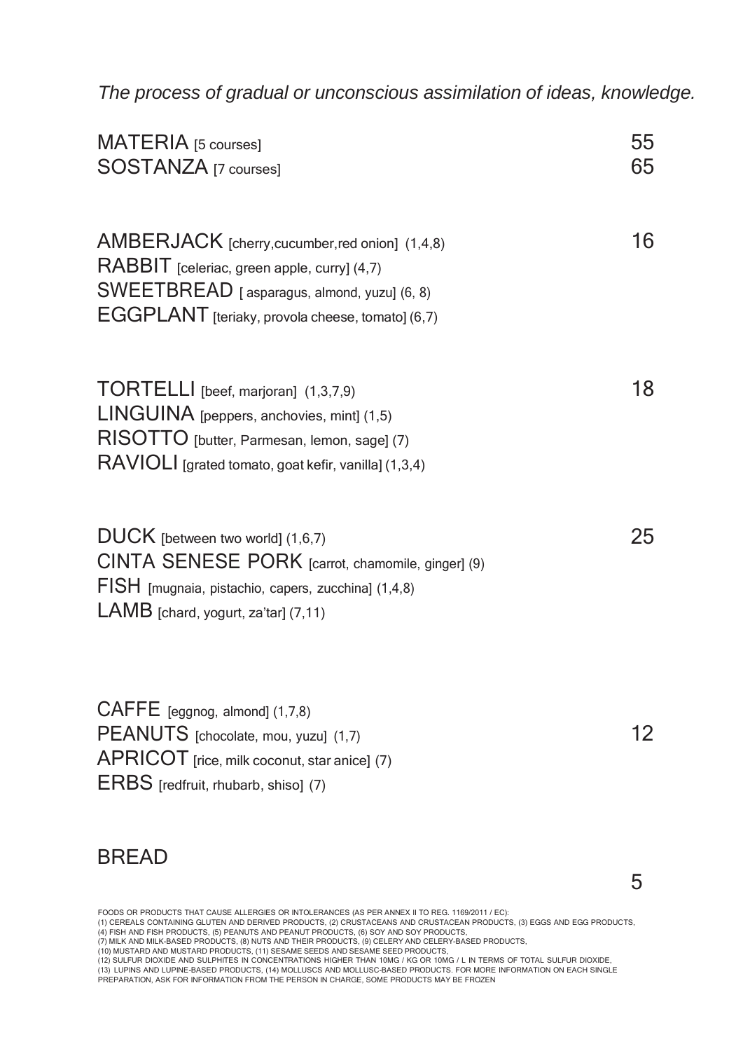*The process of gradual or unconscious assimilation of ideas, knowledge.*

| | |
|---|---|
| MATERIA [5 courses] | 55 |
| SOSTANZA [7 courses] | 65 |

| | |
|---|---|
| AMBERJACK [cherry,cucumber,red onion] (1,4,8) | 16 |
| RABBIT [celeriac, green apple, curry] (4,7) | |
| SWEETBREAD [ asparagus, almond, yuzu] (6, 8) | |
| EGGPLANT [teriaky, provola cheese, tomato] (6,7) | |

| | |
|---|---|
| TORTELLI [beef, marjoran] (1,3,7,9) | 18 |
| LINGUINA [peppers, anchovies, mint] (1,5) | |
| RISOTTO [butter, Parmesan, lemon, sage] (7) | |
| RAVIOLI [grated tomato, goat kefir, vanilla] (1,3,4) | |

| | |
|---|---|
| DUCK [between two world] (1,6,7) | 25 |
| CINTA SENESE PORK [carrot, chamomile, ginger] (9) | |
| FISH [mugnaia, pistachio, capers, zucchina] (1,4,8) | |
| LAMB [chard, yogurt, za'tar] (7,11) | |

| | |
|---|---|
| CAFFE [eggnog, almond] (1,7,8) | |
| PEANUTS [chocolate, mou, yuzu] (1,7) | 12 |
| APRICOT [rice, milk coconut, star anice] (7) | |
| ERBS [redfruit, rhubarb, shiso] (7) | |

| | |
|---|---|
| BREAD | 5 |

FOODS OR PRODUCTS THAT CAUSE ALLERGIES OR INTOLERANCES (AS PER ANNEX II TO REG. 1169/2011 / EC):
(1) CEREALS CONTAINING GLUTEN AND DERIVED PRODUCTS, (2) CRUSTACEANS AND CRUSTACEAN PRODUCTS, (3) EGGS AND EGG PRODUCTS,
(4) FISH AND FISH PRODUCTS, (5) PEANUTS AND PEANUT PRODUCTS, (6) SOY AND SOY PRODUCTS,
(7) MILK AND MILK-BASED PRODUCTS, (8) NUTS AND THEIR PRODUCTS, (9) CELERY AND CELERY-BASED PRODUCTS,
(10) MUSTARD AND MUSTARD PRODUCTS, (11) SESAME SEEDS AND SESAME SEED PRODUCTS,
(12) SULFUR DIOXIDE AND SULPHITES IN CONCENTRATIONS HIGHER THAN 10MG / KG OR 10MG / L IN TERMS OF TOTAL SULFUR DIOXIDE,
(13) LUPINS AND LUPINE-BASED PRODUCTS, (14) MOLLUSCS AND MOLLUSC-BASED PRODUCTS. FOR MORE INFORMATION ON EACH SINGLE PREPARATION, ASK FOR INFORMATION FROM THE PERSON IN CHARGE, SOME PRODUCTS MAY BE FROZEN